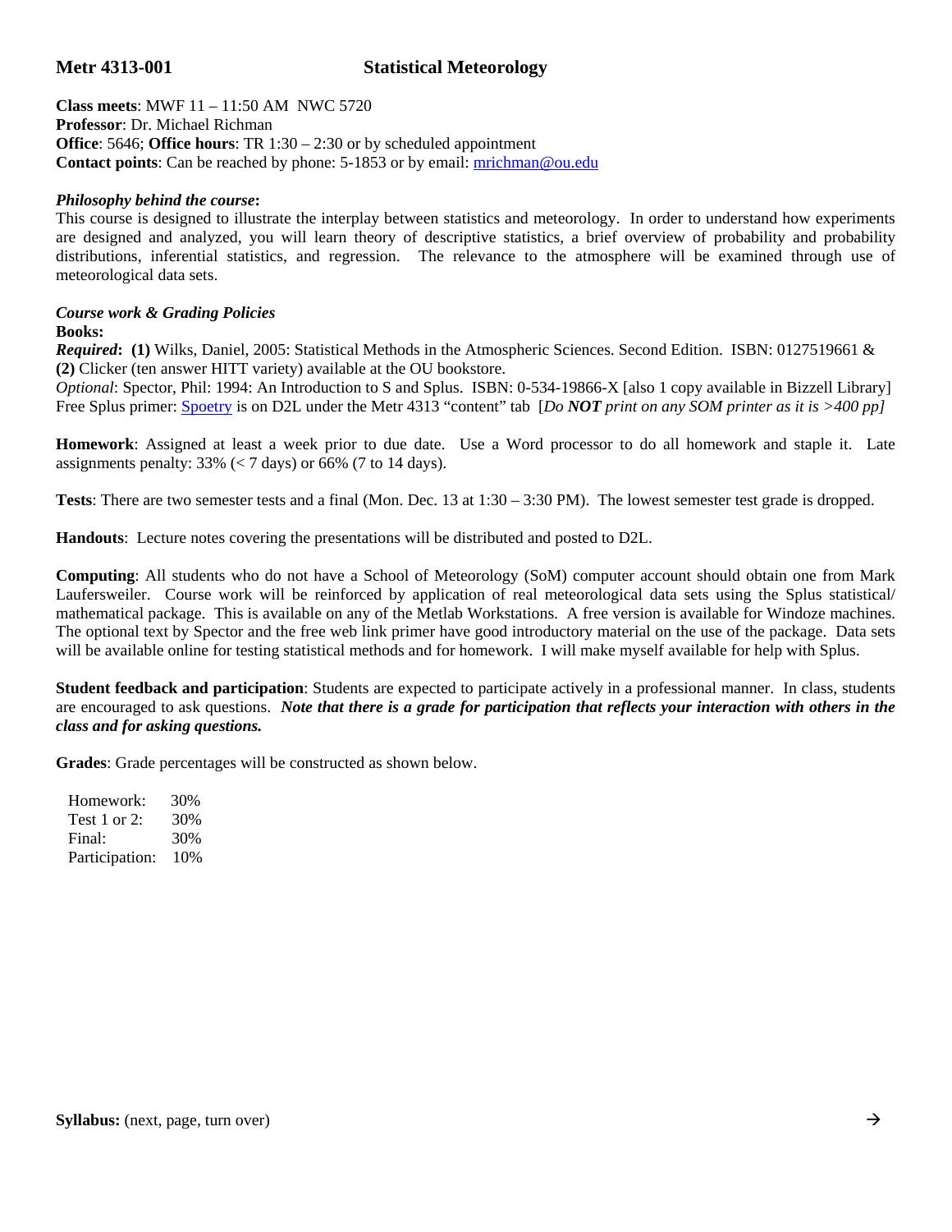# Metr 4313-001 Statistical Meteorology

**Class meets**: MWF 11 – 11:50 AM NWC 5720
**Professor**: Dr. Michael Richman
**Office**: 5646; **Office hours**: TR 1:30 – 2:30 or by scheduled appointment
**Contact points**: Can be reached by phone: 5-1853 or by email: mrichman@ou.edu

***Philosophy behind the course*:**
This course is designed to illustrate the interplay between statistics and meteorology. In order to understand how experiments are designed and analyzed, you will learn theory of descriptive statistics, a brief overview of probability and probability distributions, inferential statistics, and regression. The relevance to the atmosphere will be examined through use of meteorological data sets.

***Course work & Grading Policies***
**Books:**
***Required*: (1)** Wilks, Daniel, 2005: Statistical Methods in the Atmospheric Sciences. Second Edition. ISBN: 0127519661 & **(2)** Clicker (ten answer HITT variety) available at the OU bookstore.
*Optional*: Spector, Phil: 1994: An Introduction to S and Splus. ISBN: 0-534-19866-X [also 1 copy available in Bizzell Library]
Free Splus primer: Spoetry is on D2L under the Metr 4313 "content" tab [*Do **NOT** print on any SOM printer as it is >400 pp]*

**Homework**: Assigned at least a week prior to due date. Use a Word processor to do all homework and staple it. Late assignments penalty: 33% (< 7 days) or 66% (7 to 14 days).

**Tests**: There are two semester tests and a final (Mon. Dec. 13 at 1:30 – 3:30 PM). The lowest semester test grade is dropped.

**Handouts**: Lecture notes covering the presentations will be distributed and posted to D2L.

**Computing**: All students who do not have a School of Meteorology (SoM) computer account should obtain one from Mark Laufersweiler. Course work will be reinforced by application of real meteorological data sets using the Splus statistical/ mathematical package. This is available on any of the Metlab Workstations. A free version is available for Windoze machines. The optional text by Spector and the free web link primer have good introductory material on the use of the package. Data sets will be available online for testing statistical methods and for homework. I will make myself available for help with Splus.

**Student feedback and participation**: Students are expected to participate actively in a professional manner. In class, students are encouraged to ask questions. ***Note that there is a grade for participation that reflects your interaction with others in the class and for asking questions.***

**Grades**: Grade percentages will be constructed as shown below.

| | |
|---|---|
| Homework: | 30% |
| Test 1 or 2: | 30% |
| Final: | 30% |
| Participation: | 10% |

**Syllabus:** (next, page, turn over) →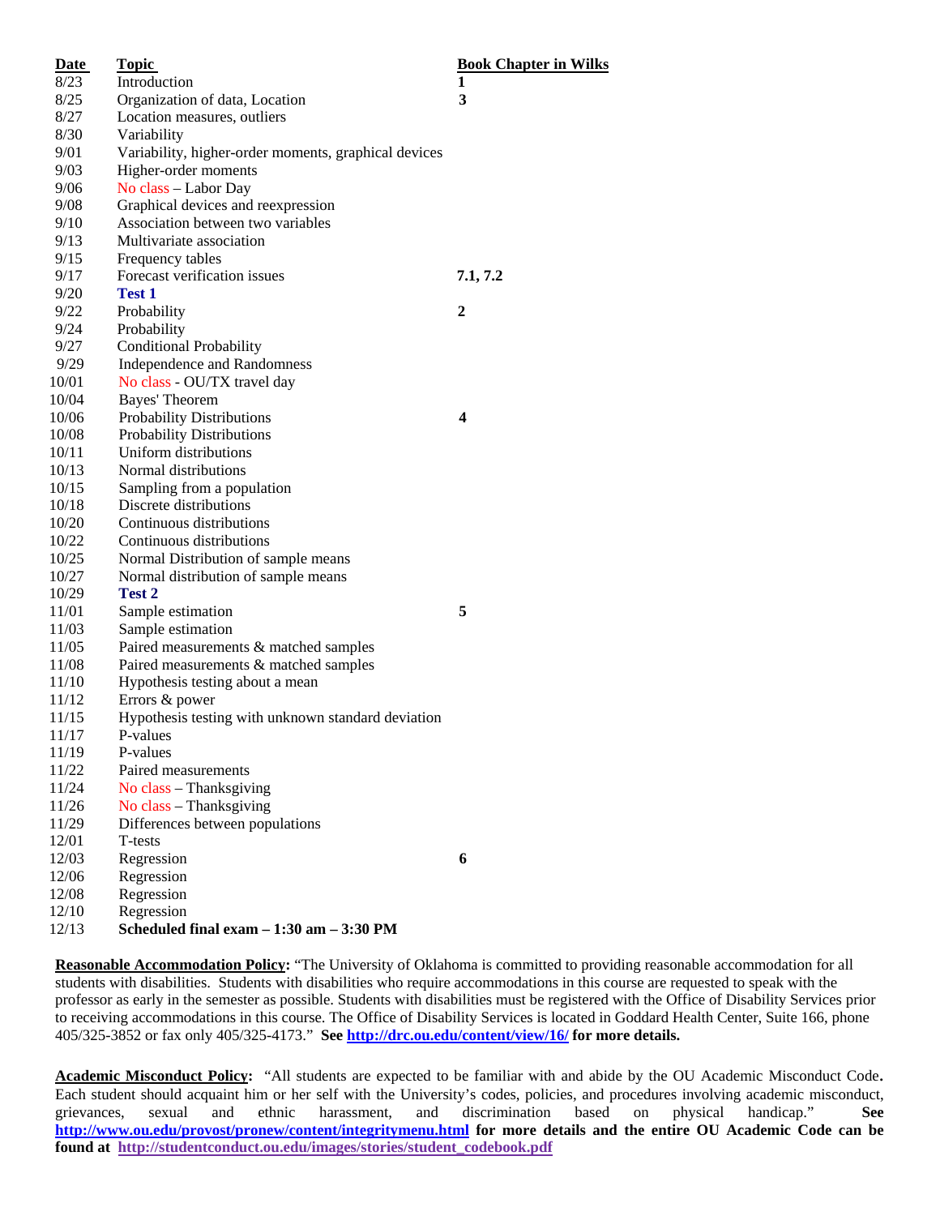| Date | Topic | Book Chapter in Wilks |
|---|---|---|
| 8/23 | Introduction | **1** |
| 8/25 | Organization of data, Location | **3** |
| 8/27 | Location measures, outliers | |
| 8/30 | Variability | |
| 9/01 | Variability, higher-order moments, graphical devices | |
| 9/03 | Higher-order moments | |
| 9/06 | No class – Labor Day | |
| 9/08 | Graphical devices and reexpression | |
| 9/10 | Association between two variables | |
| 9/13 | Multivariate association | |
| 9/15 | Frequency tables | |
| 9/17 | Forecast verification issues | **7.1, 7.2** |
| 9/20 | **Test 1** | |
| 9/22 | Probability | **2** |
| 9/24 | Probability | |
| 9/27 | Conditional Probability | |
| 9/29 | Independence and Randomness | |
| 10/01 | No class - OU/TX travel day | |
| 10/04 | Bayes' Theorem | |
| 10/06 | Probability Distributions | **4** |
| 10/08 | Probability Distributions | |
| 10/11 | Uniform distributions | |
| 10/13 | Normal distributions | |
| 10/15 | Sampling from a population | |
| 10/18 | Discrete distributions | |
| 10/20 | Continuous distributions | |
| 10/22 | Continuous distributions | |
| 10/25 | Normal Distribution of sample means | |
| 10/27 | Normal distribution of sample means | |
| 10/29 | **Test 2** | |
| 11/01 | Sample estimation | **5** |
| 11/03 | Sample estimation | |
| 11/05 | Paired measurements & matched samples | |
| 11/08 | Paired measurements & matched samples | |
| 11/10 | Hypothesis testing about a mean | |
| 11/12 | Errors & power | |
| 11/15 | Hypothesis testing with unknown standard deviation | |
| 11/17 | P-values | |
| 11/19 | P-values | |
| 11/22 | Paired measurements | |
| 11/24 | No class – Thanksgiving | |
| 11/26 | No class – Thanksgiving | |
| 11/29 | Differences between populations | |
| 12/01 | T-tests | |
| 12/03 | Regression | **6** |
| 12/06 | Regression | |
| 12/08 | Regression | |
| 12/10 | Regression | |
| 12/13 | **Scheduled final exam – 1:30 am – 3:30 PM** | |

**Reasonable Accommodation Policy:** "The University of Oklahoma is committed to providing reasonable accommodation for all students with disabilities. Students with disabilities who require accommodations in this course are requested to speak with the professor as early in the semester as possible. Students with disabilities must be registered with the Office of Disability Services prior to receiving accommodations in this course. The Office of Disability Services is located in Goddard Health Center, Suite 166, phone 405/325-3852 or fax only 405/325-4173." **See http://drc.ou.edu/content/view/16/ for more details.**

**Academic Misconduct Policy:** "All students are expected to be familiar with and abide by the OU Academic Misconduct Code. Each student should acquaint him or her self with the University's codes, policies, and procedures involving academic misconduct, grievances, sexual and ethnic harassment, and discrimination based on physical handicap." **See http://www.ou.edu/provost/pronew/content/integritymenu.html for more details and the entire OU Academic Code can be found at http://studentconduct.ou.edu/images/stories/student_codebook.pdf**